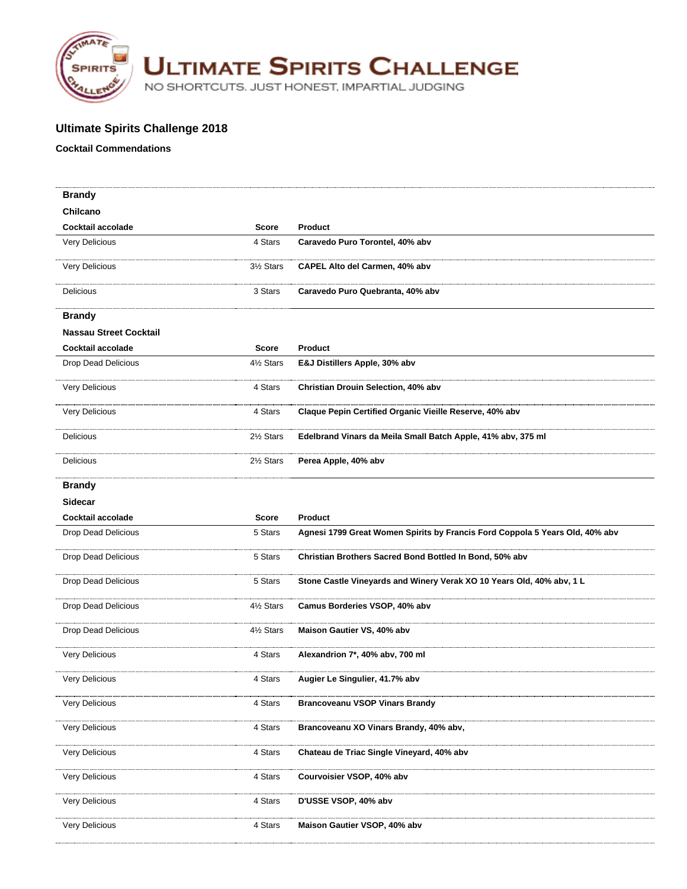# ULTIMATE SPIRITS CHALLENGE

NO SHORTCUTS. JUST HONEST, IMPARTIAL JUDGING

## Ultimate Spirits Challenge 2018

### Cocktail Commendations

**Brandy**

**Chilcano**

| Cocktail accolade | Score | Product |
|---|---|---|
| Very Delicious | 4 Stars | **Caravedo Puro Torontel, 40% abv** |
| Very Delicious | 3½ Stars | **CAPEL Alto del Carmen, 40% abv** |
| Delicious | 3 Stars | **Caravedo Puro Quebranta, 40% abv** |

**Brandy**

**Nassau Street Cocktail**

| Cocktail accolade | Score | Product |
|---|---|---|
| Drop Dead Delicious | 4½ Stars | **E&J Distillers Apple, 30% abv** |
| Very Delicious | 4 Stars | **Christian Drouin Selection, 40% abv** |
| Very Delicious | 4 Stars | **Claque Pepin Certified Organic Vieille Reserve, 40% abv** |
| Delicious | 2½ Stars | **Edelbrand Vinars da Meila Small Batch Apple, 41% abv, 375 ml** |
| Delicious | 2½ Stars | **Perea Apple, 40% abv** |

**Brandy**

**Sidecar**

| Cocktail accolade | Score | Product |
|---|---|---|
| Drop Dead Delicious | 5 Stars | **Agnesi 1799 Great Women Spirits by Francis Ford Coppola 5 Years Old, 40% abv** |
| Drop Dead Delicious | 5 Stars | **Christian Brothers Sacred Bond Bottled In Bond, 50% abv** |
| Drop Dead Delicious | 5 Stars | **Stone Castle Vineyards and Winery Verak XO 10 Years Old, 40% abv, 1 L** |
| Drop Dead Delicious | 4½ Stars | **Camus Borderies VSOP, 40% abv** |
| Drop Dead Delicious | 4½ Stars | **Maison Gautier VS, 40% abv** |
| Very Delicious | 4 Stars | **Alexandrion 7*, 40% abv, 700 ml** |
| Very Delicious | 4 Stars | **Augier Le Singulier, 41.7% abv** |
| Very Delicious | 4 Stars | **Brancoveanu VSOP Vinars Brandy** |
| Very Delicious | 4 Stars | **Brancoveanu XO Vinars Brandy, 40% abv,** |
| Very Delicious | 4 Stars | **Chateau de Triac Single Vineyard, 40% abv** |
| Very Delicious | 4 Stars | **Courvoisier VSOP, 40% abv** |
| Very Delicious | 4 Stars | **D'USSE VSOP, 40% abv** |
| Very Delicious | 4 Stars | **Maison Gautier VSOP, 40% abv** |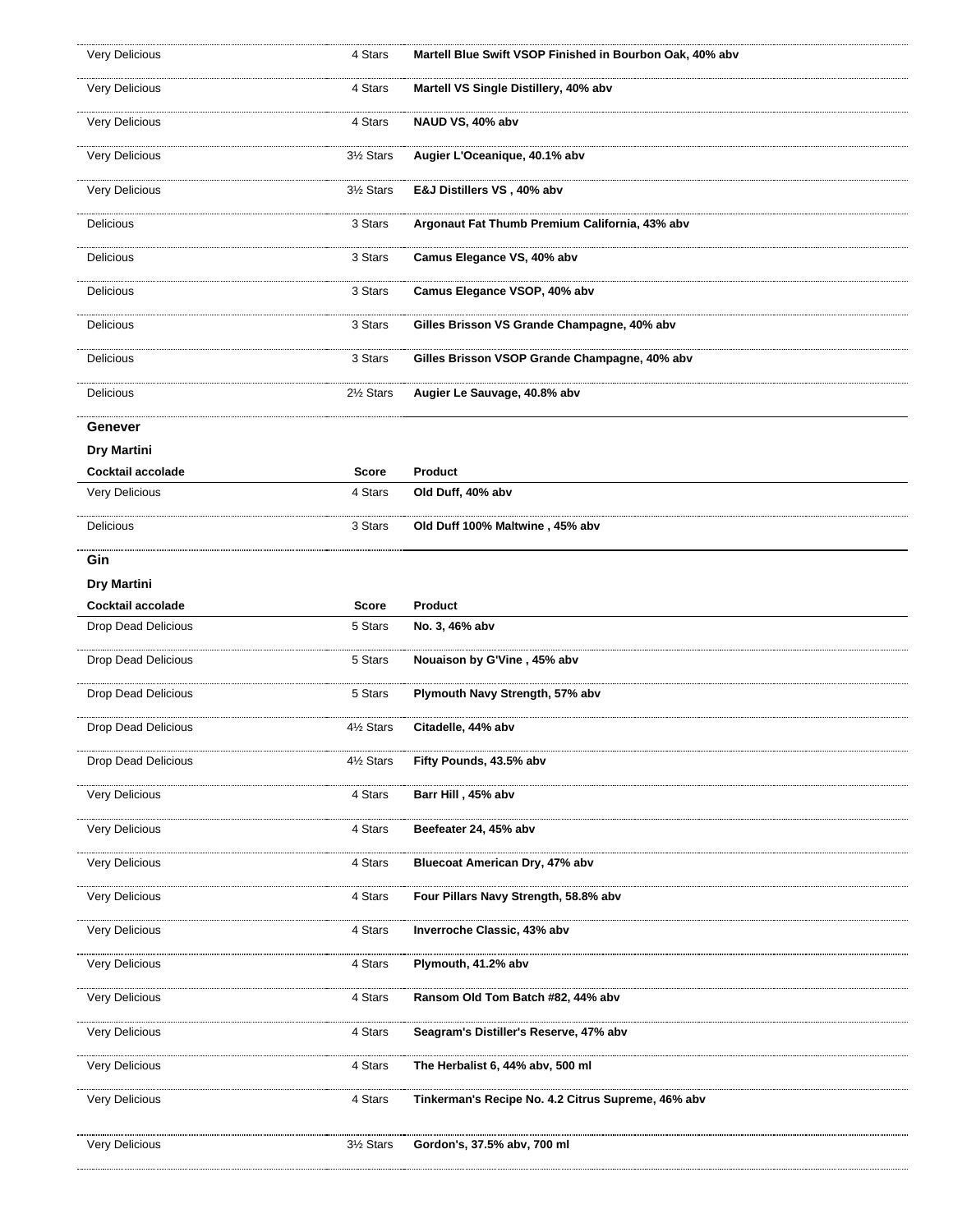| Cocktail accolade | Score | Product |
|---|---|---|
| Very Delicious | 4 Stars | **Martell Blue Swift VSOP Finished in Bourbon Oak, 40% abv** |
| Very Delicious | 4 Stars | **Martell VS Single Distillery, 40% abv** |
| Very Delicious | 4 Stars | **NAUD VS, 40% abv** |
| Very Delicious | 3½ Stars | **Augier L'Oceanique, 40.1% abv** |
| Very Delicious | 3½ Stars | **E&J Distillers VS , 40% abv** |
| Delicious | 3 Stars | **Argonaut Fat Thumb Premium California, 43% abv** |
| Delicious | 3 Stars | **Camus Elegance VS, 40% abv** |
| Delicious | 3 Stars | **Camus Elegance VSOP, 40% abv** |
| Delicious | 3 Stars | **Gilles Brisson VS Grande Champagne, 40% abv** |
| Delicious | 3 Stars | **Gilles Brisson VSOP Grande Champagne, 40% abv** |
| Delicious | 2½ Stars | **Augier Le Sauvage, 40.8% abv** |

## Genever

### Dry Martini

| Cocktail accolade | Score | Product |
|---|---|---|
| Very Delicious | 4 Stars | **Old Duff, 40% abv** |
| Delicious | 3 Stars | **Old Duff 100% Maltwine , 45% abv** |

## Gin

### Dry Martini

| Cocktail accolade | Score | Product |
|---|---|---|
| Drop Dead Delicious | 5 Stars | **No. 3, 46% abv** |
| Drop Dead Delicious | 5 Stars | **Nouaison by G'Vine , 45% abv** |
| Drop Dead Delicious | 5 Stars | **Plymouth Navy Strength, 57% abv** |
| Drop Dead Delicious | 4½ Stars | **Citadelle, 44% abv** |
| Drop Dead Delicious | 4½ Stars | **Fifty Pounds, 43.5% abv** |
| Very Delicious | 4 Stars | **Barr Hill , 45% abv** |
| Very Delicious | 4 Stars | **Beefeater 24, 45% abv** |
| Very Delicious | 4 Stars | **Bluecoat American Dry, 47% abv** |
| Very Delicious | 4 Stars | **Four Pillars Navy Strength, 58.8% abv** |
| Very Delicious | 4 Stars | **Inverroche Classic, 43% abv** |
| Very Delicious | 4 Stars | **Plymouth, 41.2% abv** |
| Very Delicious | 4 Stars | **Ransom Old Tom Batch #82, 44% abv** |
| Very Delicious | 4 Stars | **Seagram's Distiller's Reserve, 47% abv** |
| Very Delicious | 4 Stars | **The Herbalist 6, 44% abv, 500 ml** |
| Very Delicious | 4 Stars | **Tinkerman's Recipe No. 4.2 Citrus Supreme, 46% abv** |
| Very Delicious | 3½ Stars | **Gordon's, 37.5% abv, 700 ml** |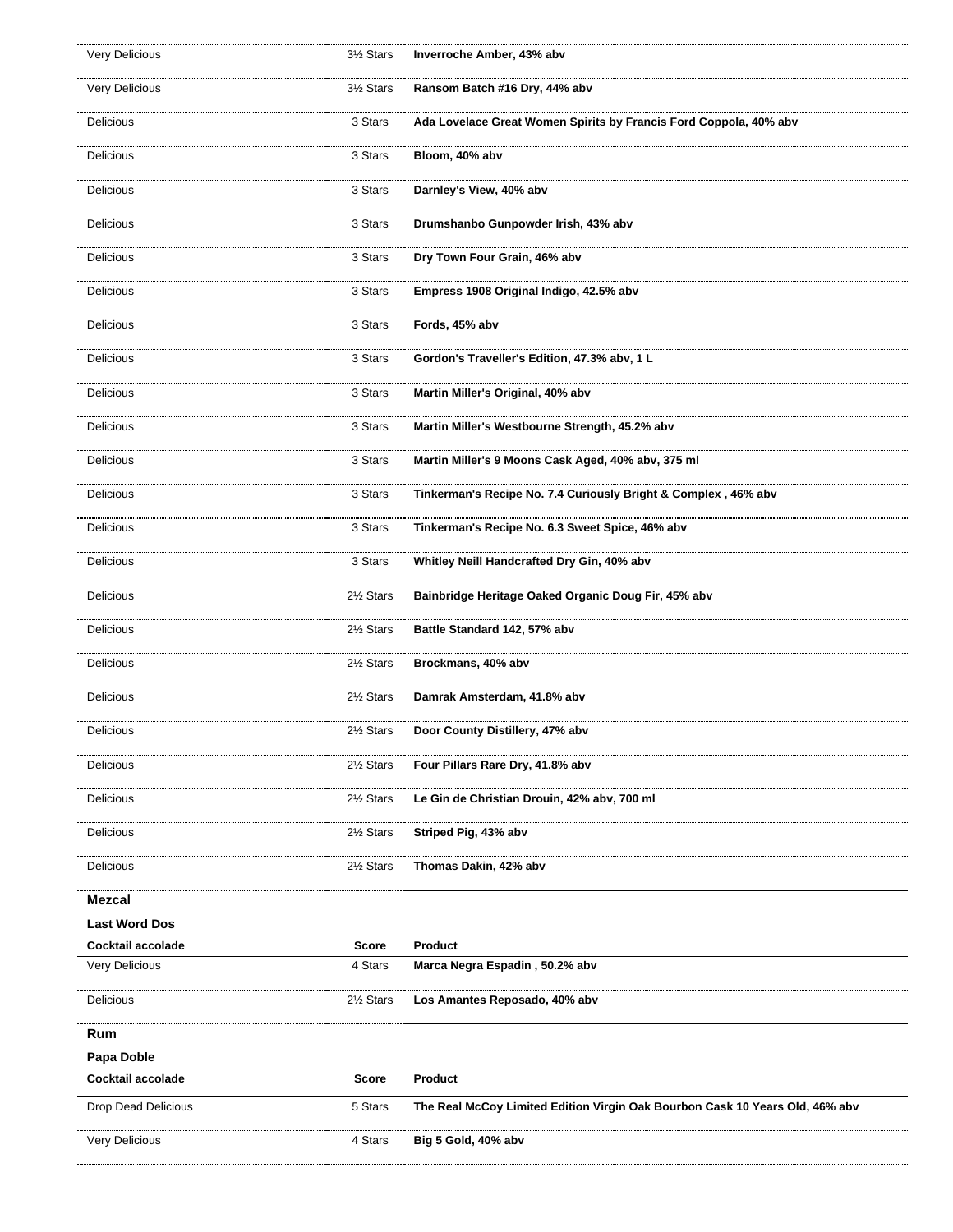| Cocktail accolade | Score | Product |
|---|---|---|
| Very Delicious | 3½ Stars | **Inverroche Amber, 43% abv** |
| Very Delicious | 3½ Stars | **Ransom Batch #16 Dry, 44% abv** |
| Delicious | 3 Stars | **Ada Lovelace Great Women Spirits by Francis Ford Coppola, 40% abv** |
| Delicious | 3 Stars | **Bloom, 40% abv** |
| Delicious | 3 Stars | **Darnley's View, 40% abv** |
| Delicious | 3 Stars | **Drumshanbo Gunpowder Irish, 43% abv** |
| Delicious | 3 Stars | **Dry Town Four Grain, 46% abv** |
| Delicious | 3 Stars | **Empress 1908 Original Indigo, 42.5% abv** |
| Delicious | 3 Stars | **Fords, 45% abv** |
| Delicious | 3 Stars | **Gordon's Traveller's Edition, 47.3% abv, 1 L** |
| Delicious | 3 Stars | **Martin Miller's Original, 40% abv** |
| Delicious | 3 Stars | **Martin Miller's Westbourne Strength, 45.2% abv** |
| Delicious | 3 Stars | **Martin Miller's 9 Moons Cask Aged, 40% abv, 375 ml** |
| Delicious | 3 Stars | **Tinkerman's Recipe No. 7.4 Curiously Bright & Complex , 46% abv** |
| Delicious | 3 Stars | **Tinkerman's Recipe No. 6.3 Sweet Spice, 46% abv** |
| Delicious | 3 Stars | **Whitley Neill Handcrafted Dry Gin, 40% abv** |
| Delicious | 2½ Stars | **Bainbridge Heritage Oaked Organic Doug Fir, 45% abv** |
| Delicious | 2½ Stars | **Battle Standard 142, 57% abv** |
| Delicious | 2½ Stars | **Brockmans, 40% abv** |
| Delicious | 2½ Stars | **Damrak Amsterdam, 41.8% abv** |
| Delicious | 2½ Stars | **Door County Distillery, 47% abv** |
| Delicious | 2½ Stars | **Four Pillars Rare Dry, 41.8% abv** |
| Delicious | 2½ Stars | **Le Gin de Christian Drouin, 42% abv, 700 ml** |
| Delicious | 2½ Stars | **Striped Pig, 43% abv** |
| Delicious | 2½ Stars | **Thomas Dakin, 42% abv** |

## Mezcal

### Last Word Dos

| Cocktail accolade | Score | Product |
|---|---|---|
| Very Delicious | 4 Stars | **Marca Negra Espadin , 50.2% abv** |
| Delicious | 2½ Stars | **Los Amantes Reposado, 40% abv** |

## Rum

### Papa Doble

| Cocktail accolade | Score | Product |
|---|---|---|
| Drop Dead Delicious | 5 Stars | **The Real McCoy Limited Edition Virgin Oak Bourbon Cask 10 Years Old, 46% abv** |
| Very Delicious | 4 Stars | **Big 5 Gold, 40% abv** |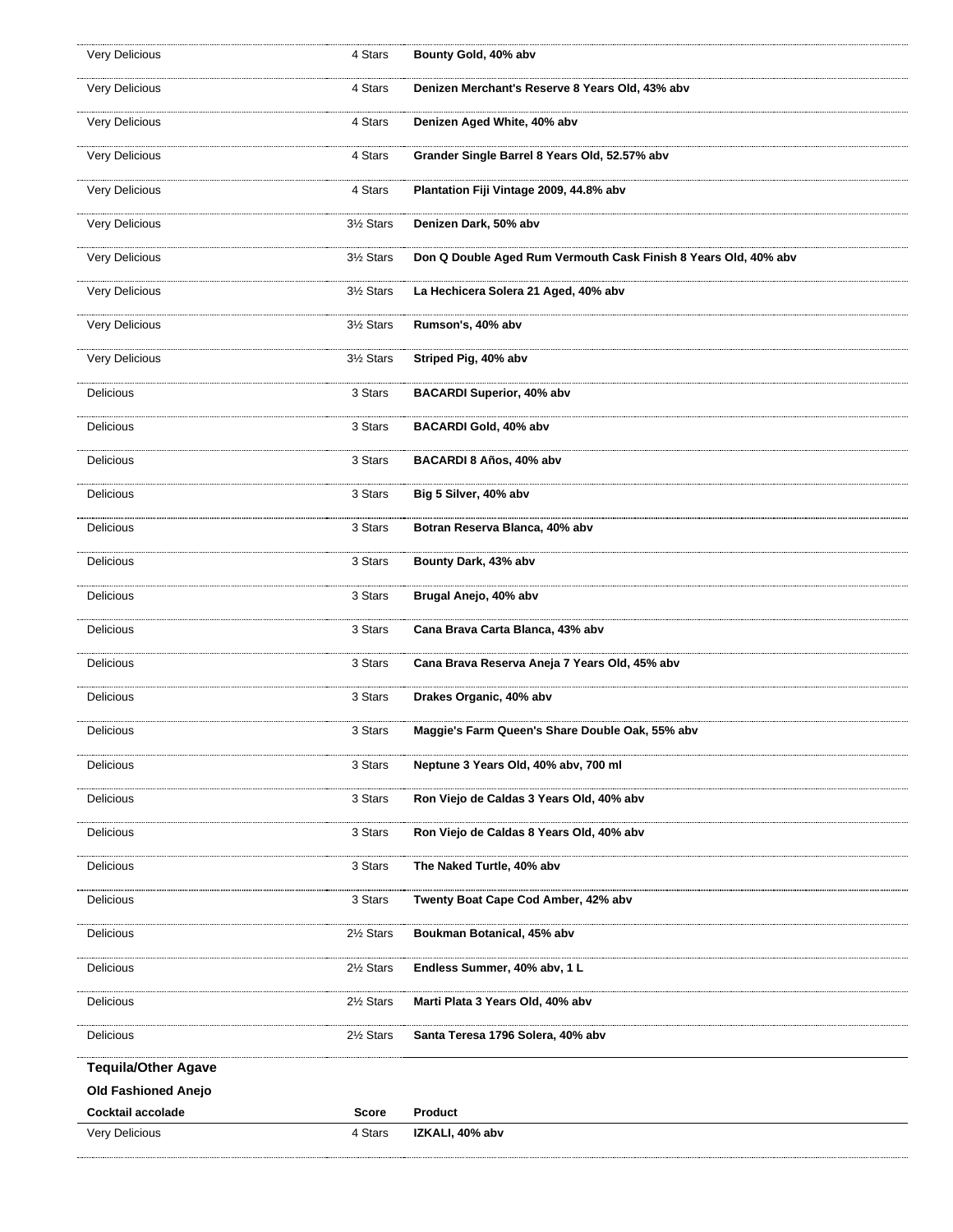| Cocktail accolade | Score | Product |
|---|---|---|
| Very Delicious | 4 Stars | **Bounty Gold, 40% abv** |
| Very Delicious | 4 Stars | **Denizen Merchant's Reserve 8 Years Old, 43% abv** |
| Very Delicious | 4 Stars | **Denizen Aged White, 40% abv** |
| Very Delicious | 4 Stars | **Grander Single Barrel 8 Years Old, 52.57% abv** |
| Very Delicious | 4 Stars | **Plantation Fiji Vintage 2009, 44.8% abv** |
| Very Delicious | 3½ Stars | **Denizen Dark, 50% abv** |
| Very Delicious | 3½ Stars | **Don Q Double Aged Rum Vermouth Cask Finish 8 Years Old, 40% abv** |
| Very Delicious | 3½ Stars | **La Hechicera Solera 21 Aged, 40% abv** |
| Very Delicious | 3½ Stars | **Rumson's, 40% abv** |
| Very Delicious | 3½ Stars | **Striped Pig, 40% abv** |
| Delicious | 3 Stars | **BACARDI Superior, 40% abv** |
| Delicious | 3 Stars | **BACARDI Gold, 40% abv** |
| Delicious | 3 Stars | **BACARDI 8 Años, 40% abv** |
| Delicious | 3 Stars | **Big 5 Silver, 40% abv** |
| Delicious | 3 Stars | **Botran Reserva Blanca, 40% abv** |
| Delicious | 3 Stars | **Bounty Dark, 43% abv** |
| Delicious | 3 Stars | **Brugal Anejo, 40% abv** |
| Delicious | 3 Stars | **Cana Brava Carta Blanca, 43% abv** |
| Delicious | 3 Stars | **Cana Brava Reserva Aneja 7 Years Old, 45% abv** |
| Delicious | 3 Stars | **Drakes Organic, 40% abv** |
| Delicious | 3 Stars | **Maggie's Farm Queen's Share Double Oak, 55% abv** |
| Delicious | 3 Stars | **Neptune 3 Years Old, 40% abv, 700 ml** |
| Delicious | 3 Stars | **Ron Viejo de Caldas 3 Years Old, 40% abv** |
| Delicious | 3 Stars | **Ron Viejo de Caldas 8 Years Old, 40% abv** |
| Delicious | 3 Stars | **The Naked Turtle, 40% abv** |
| Delicious | 3 Stars | **Twenty Boat Cape Cod Amber, 42% abv** |
| Delicious | 2½ Stars | **Boukman Botanical, 45% abv** |
| Delicious | 2½ Stars | **Endless Summer, 40% abv, 1 L** |
| Delicious | 2½ Stars | **Marti Plata 3 Years Old, 40% abv** |
| Delicious | 2½ Stars | **Santa Teresa 1796 Solera, 40% abv** |

## Tequila/Other Agave

### Old Fashioned Anejo

| Cocktail accolade | Score | Product |
|---|---|---|
| Very Delicious | 4 Stars | **IZKALI, 40% abv** |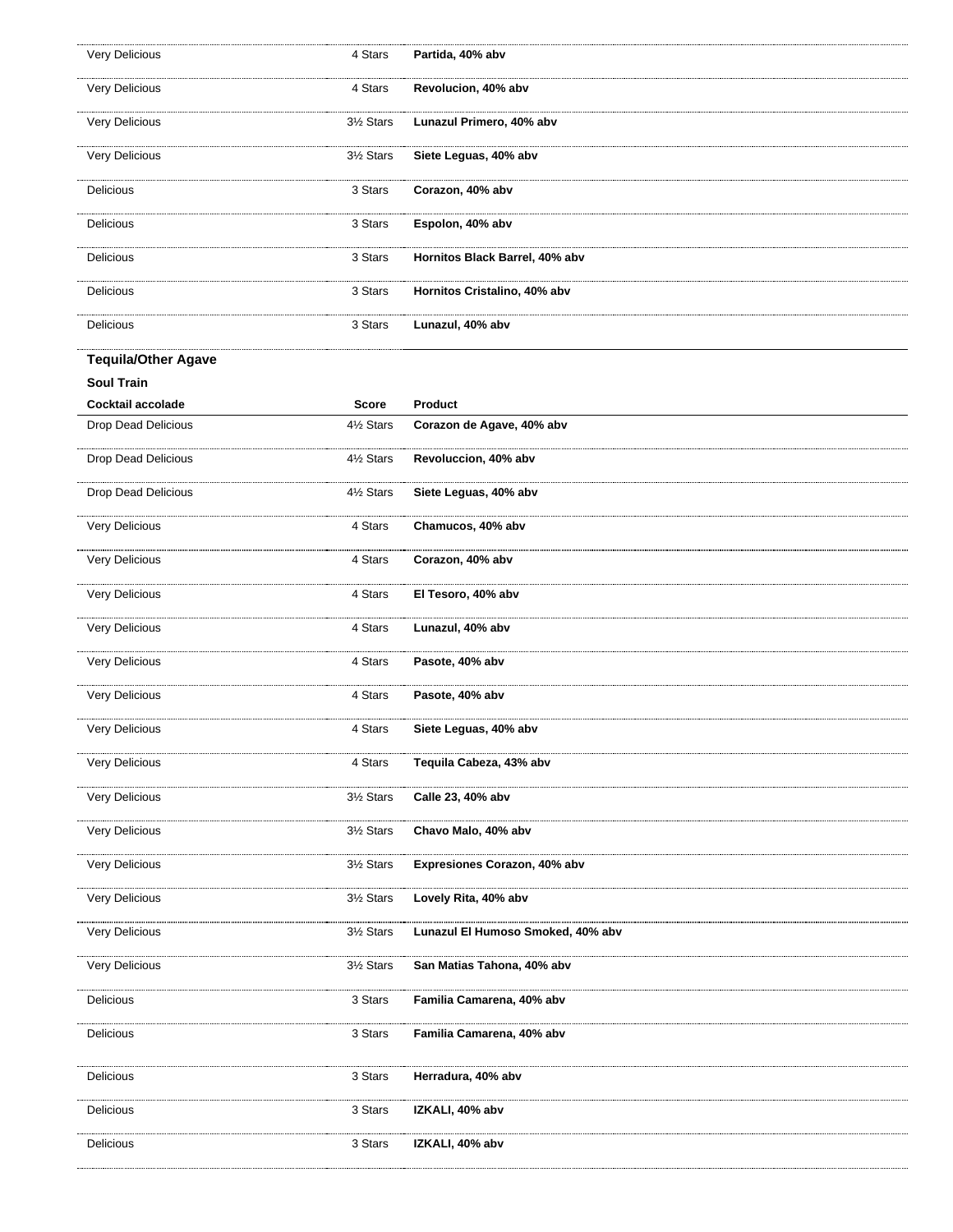| | | |
|---|---|---|
| Very Delicious | 4 Stars | **Partida, 40% abv** |
| Very Delicious | 4 Stars | **Revolucion, 40% abv** |
| Very Delicious | 3½ Stars | **Lunazul Primero, 40% abv** |
| Very Delicious | 3½ Stars | **Siete Leguas, 40% abv** |
| Delicious | 3 Stars | **Corazon, 40% abv** |
| Delicious | 3 Stars | **Espolon, 40% abv** |
| Delicious | 3 Stars | **Hornitos Black Barrel, 40% abv** |
| Delicious | 3 Stars | **Hornitos Cristalino, 40% abv** |
| Delicious | 3 Stars | **Lunazul, 40% abv** |

**Tequila/Other Agave**

**Soul Train**

| Cocktail accolade | Score | Product |
|---|---|---|
| Drop Dead Delicious | 4½ Stars | **Corazon de Agave, 40% abv** |
| Drop Dead Delicious | 4½ Stars | **Revoluccion, 40% abv** |
| Drop Dead Delicious | 4½ Stars | **Siete Leguas, 40% abv** |
| Very Delicious | 4 Stars | **Chamucos, 40% abv** |
| Very Delicious | 4 Stars | **Corazon, 40% abv** |
| Very Delicious | 4 Stars | **El Tesoro, 40% abv** |
| Very Delicious | 4 Stars | **Lunazul, 40% abv** |
| Very Delicious | 4 Stars | **Pasote, 40% abv** |
| Very Delicious | 4 Stars | **Pasote, 40% abv** |
| Very Delicious | 4 Stars | **Siete Leguas, 40% abv** |
| Very Delicious | 4 Stars | **Tequila Cabeza, 43% abv** |
| Very Delicious | 3½ Stars | **Calle 23, 40% abv** |
| Very Delicious | 3½ Stars | **Chavo Malo, 40% abv** |
| Very Delicious | 3½ Stars | **Expresiones Corazon, 40% abv** |
| Very Delicious | 3½ Stars | **Lovely Rita, 40% abv** |
| Very Delicious | 3½ Stars | **Lunazul El Humoso Smoked, 40% abv** |
| Very Delicious | 3½ Stars | **San Matias Tahona, 40% abv** |
| Delicious | 3 Stars | **Familia Camarena, 40% abv** |
| Delicious | 3 Stars | **Familia Camarena, 40% abv** |
| Delicious | 3 Stars | **Herradura, 40% abv** |
| Delicious | 3 Stars | **IZKALI, 40% abv** |
| Delicious | 3 Stars | **IZKALI, 40% abv** |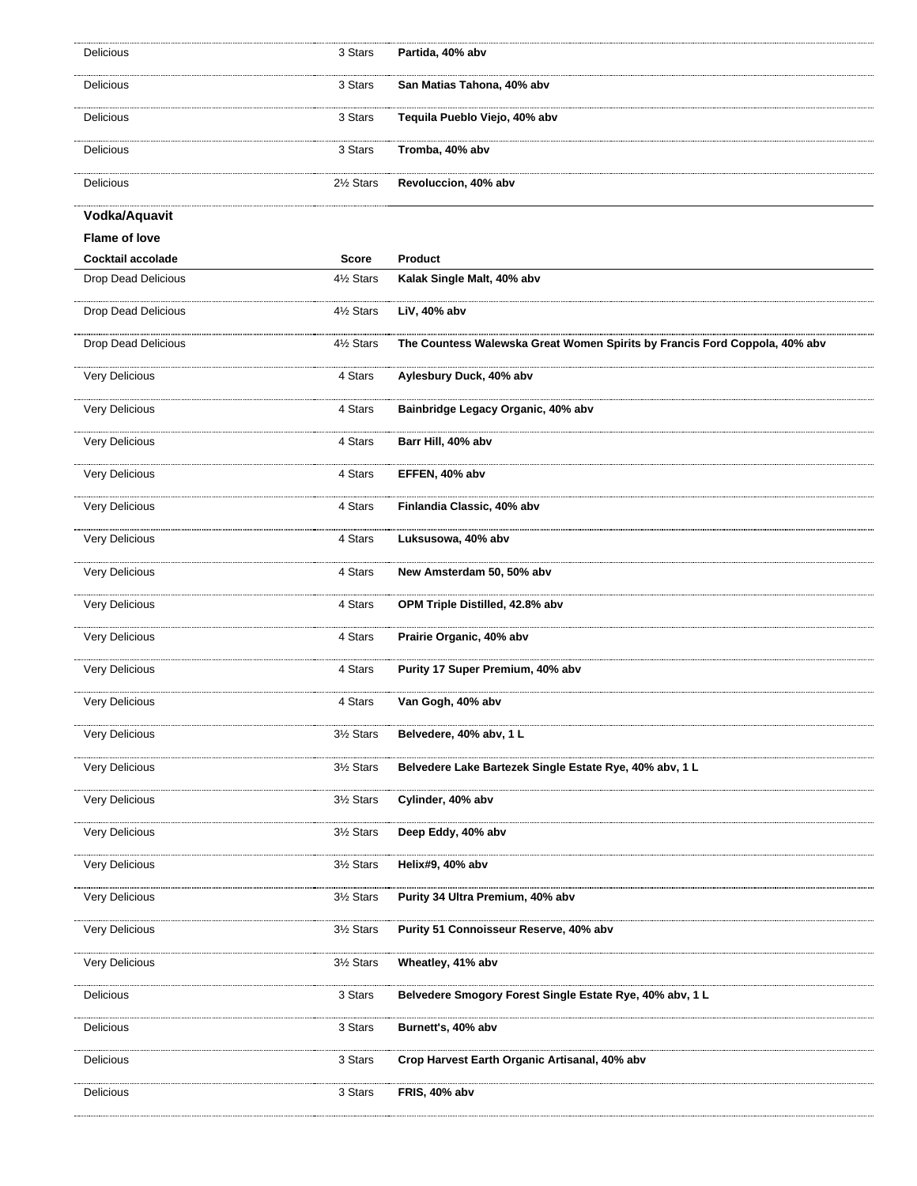| | | |
|---|---|---|
| Delicious | 3 Stars | **Partida, 40% abv** |
| Delicious | 3 Stars | **San Matias Tahona, 40% abv** |
| Delicious | 3 Stars | **Tequila Pueblo Viejo, 40% abv** |
| Delicious | 3 Stars | **Tromba, 40% abv** |
| Delicious | 2½ Stars | **Revoluccion, 40% abv** |

**Vodka/Aquavit**

**Flame of love**

| Cocktail accolade | Score | Product |
|---|---|---|
| Drop Dead Delicious | 4½ Stars | **Kalak Single Malt, 40% abv** |
| Drop Dead Delicious | 4½ Stars | **LiV, 40% abv** |
| Drop Dead Delicious | 4½ Stars | **The Countess Walewska Great Women Spirits by Francis Ford Coppola, 40% abv** |
| Very Delicious | 4 Stars | **Aylesbury Duck, 40% abv** |
| Very Delicious | 4 Stars | **Bainbridge Legacy Organic, 40% abv** |
| Very Delicious | 4 Stars | **Barr Hill, 40% abv** |
| Very Delicious | 4 Stars | **EFFEN, 40% abv** |
| Very Delicious | 4 Stars | **Finlandia Classic, 40% abv** |
| Very Delicious | 4 Stars | **Luksusowa, 40% abv** |
| Very Delicious | 4 Stars | **New Amsterdam 50, 50% abv** |
| Very Delicious | 4 Stars | **OPM Triple Distilled, 42.8% abv** |
| Very Delicious | 4 Stars | **Prairie Organic, 40% abv** |
| Very Delicious | 4 Stars | **Purity 17 Super Premium, 40% abv** |
| Very Delicious | 4 Stars | **Van Gogh, 40% abv** |
| Very Delicious | 3½ Stars | **Belvedere, 40% abv, 1 L** |
| Very Delicious | 3½ Stars | **Belvedere Lake Bartezek Single Estate Rye, 40% abv, 1 L** |
| Very Delicious | 3½ Stars | **Cylinder, 40% abv** |
| Very Delicious | 3½ Stars | **Deep Eddy, 40% abv** |
| Very Delicious | 3½ Stars | **Helix#9, 40% abv** |
| Very Delicious | 3½ Stars | **Purity 34 Ultra Premium, 40% abv** |
| Very Delicious | 3½ Stars | **Purity 51 Connoisseur Reserve, 40% abv** |
| Very Delicious | 3½ Stars | **Wheatley, 41% abv** |
| Delicious | 3 Stars | **Belvedere Smogory Forest Single Estate Rye, 40% abv, 1 L** |
| Delicious | 3 Stars | **Burnett's, 40% abv** |
| Delicious | 3 Stars | **Crop Harvest Earth Organic Artisanal, 40% abv** |
| Delicious | 3 Stars | **FRIS, 40% abv** |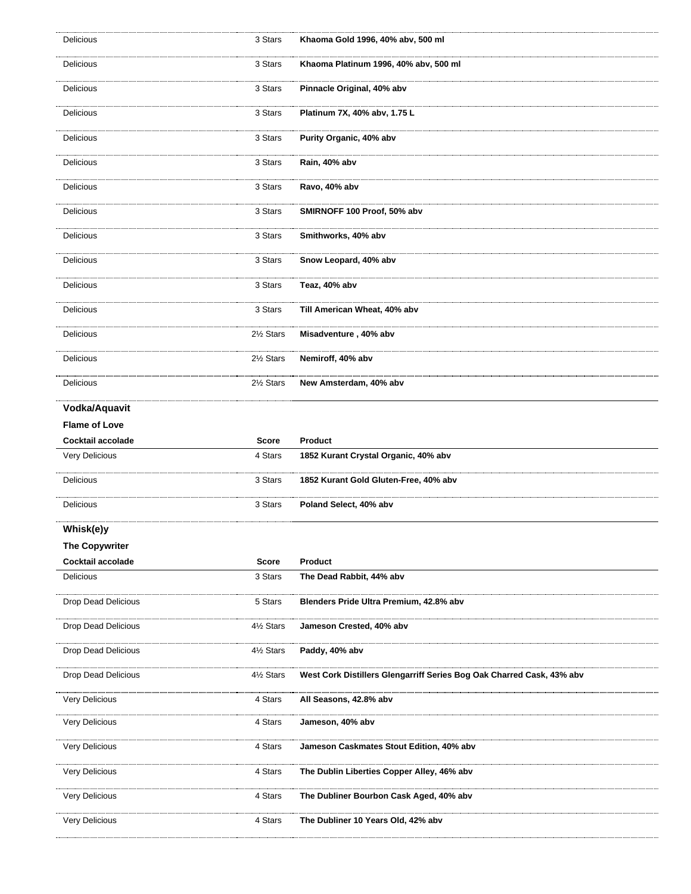| Cocktail accolade | Score | Product |
|---|---|---|
| Delicious | 3 Stars | **Khaoma Gold 1996, 40% abv, 500 ml** |
| Delicious | 3 Stars | **Khaoma Platinum 1996, 40% abv, 500 ml** |
| Delicious | 3 Stars | **Pinnacle Original, 40% abv** |
| Delicious | 3 Stars | **Platinum 7X, 40% abv, 1.75 L** |
| Delicious | 3 Stars | **Purity Organic, 40% abv** |
| Delicious | 3 Stars | **Rain, 40% abv** |
| Delicious | 3 Stars | **Ravo, 40% abv** |
| Delicious | 3 Stars | **SMIRNOFF 100 Proof, 50% abv** |
| Delicious | 3 Stars | **Smithworks, 40% abv** |
| Delicious | 3 Stars | **Snow Leopard, 40% abv** |
| Delicious | 3 Stars | **Teaz, 40% abv** |
| Delicious | 3 Stars | **Till American Wheat, 40% abv** |
| Delicious | 2½ Stars | **Misadventure , 40% abv** |
| Delicious | 2½ Stars | **Nemiroff, 40% abv** |
| Delicious | 2½ Stars | **New Amsterdam, 40% abv** |

## Vodka/Aquavit

### Flame of Love

| Cocktail accolade | Score | Product |
|---|---|---|
| Very Delicious | 4 Stars | **1852 Kurant Crystal Organic, 40% abv** |
| Delicious | 3 Stars | **1852 Kurant Gold Gluten-Free, 40% abv** |
| Delicious | 3 Stars | **Poland Select, 40% abv** |

## Whisk(e)y

### The Copywriter

| Cocktail accolade | Score | Product |
|---|---|---|
| Delicious | 3 Stars | **The Dead Rabbit, 44% abv** |
| Drop Dead Delicious | 5 Stars | **Blenders Pride Ultra Premium, 42.8% abv** |
| Drop Dead Delicious | 4½ Stars | **Jameson Crested, 40% abv** |
| Drop Dead Delicious | 4½ Stars | **Paddy, 40% abv** |
| Drop Dead Delicious | 4½ Stars | **West Cork Distillers Glengarriff Series Bog Oak Charred Cask, 43% abv** |
| Very Delicious | 4 Stars | **All Seasons, 42.8% abv** |
| Very Delicious | 4 Stars | **Jameson, 40% abv** |
| Very Delicious | 4 Stars | **Jameson Caskmates Stout Edition, 40% abv** |
| Very Delicious | 4 Stars | **The Dublin Liberties Copper Alley, 46% abv** |
| Very Delicious | 4 Stars | **The Dubliner Bourbon Cask Aged, 40% abv** |
| Very Delicious | 4 Stars | **The Dubliner 10 Years Old, 42% abv** |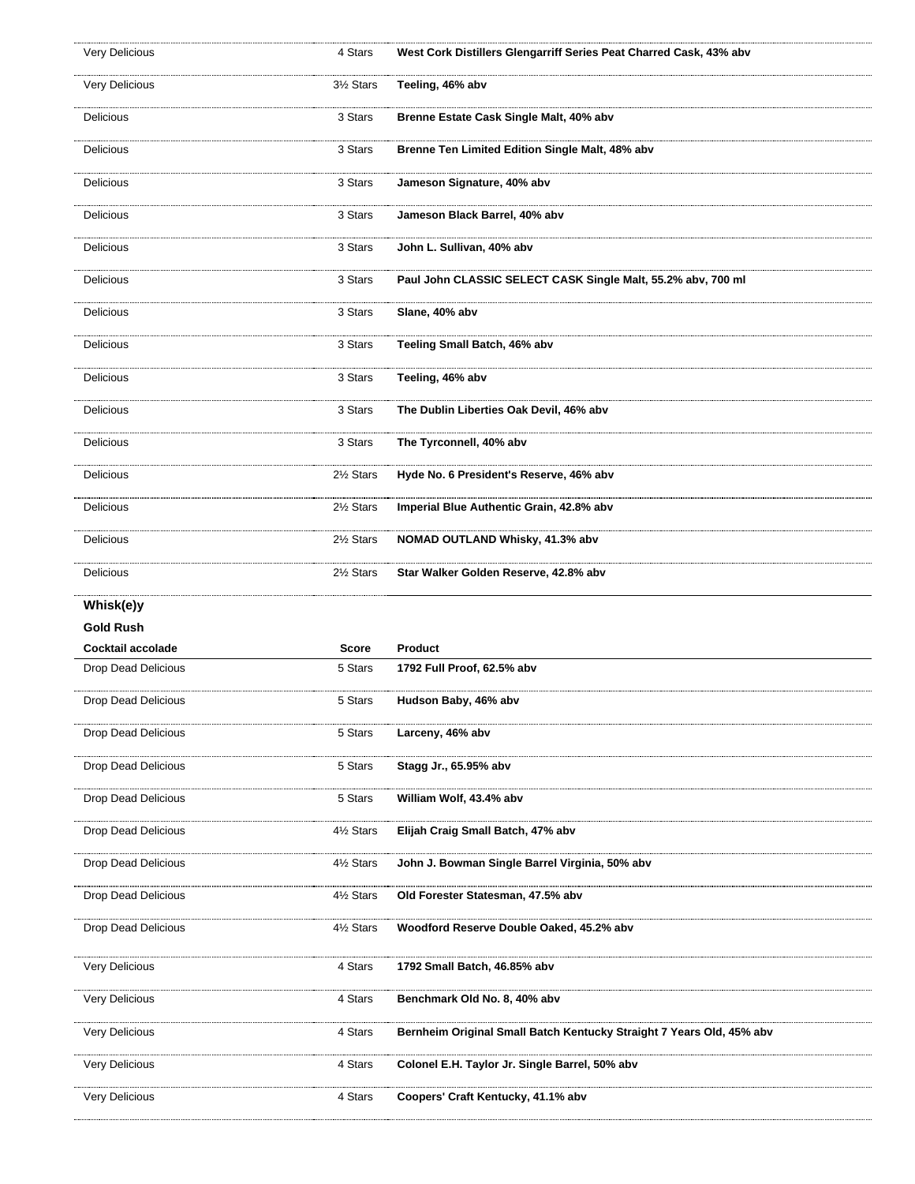| | | |
|---|---|---|
| Very Delicious | 4 Stars | **West Cork Distillers Glengarriff Series Peat Charred Cask, 43% abv** |
| Very Delicious | 3½ Stars | **Teeling, 46% abv** |
| Delicious | 3 Stars | **Brenne Estate Cask Single Malt, 40% abv** |
| Delicious | 3 Stars | **Brenne Ten Limited Edition Single Malt, 48% abv** |
| Delicious | 3 Stars | **Jameson Signature, 40% abv** |
| Delicious | 3 Stars | **Jameson Black Barrel, 40% abv** |
| Delicious | 3 Stars | **John L. Sullivan, 40% abv** |
| Delicious | 3 Stars | **Paul John CLASSIC SELECT CASK Single Malt, 55.2% abv, 700 ml** |
| Delicious | 3 Stars | **Slane, 40% abv** |
| Delicious | 3 Stars | **Teeling Small Batch, 46% abv** |
| Delicious | 3 Stars | **Teeling, 46% abv** |
| Delicious | 3 Stars | **The Dublin Liberties Oak Devil, 46% abv** |
| Delicious | 3 Stars | **The Tyrconnell, 40% abv** |
| Delicious | 2½ Stars | **Hyde No. 6 President's Reserve, 46% abv** |
| Delicious | 2½ Stars | **Imperial Blue Authentic Grain, 42.8% abv** |
| Delicious | 2½ Stars | **NOMAD OUTLAND Whisky, 41.3% abv** |
| Delicious | 2½ Stars | **Star Walker Golden Reserve, 42.8% abv** |

## Whisk(e)y

### Gold Rush

| Cocktail accolade | Score | Product |
|---|---|---|
| Drop Dead Delicious | 5 Stars | **1792 Full Proof, 62.5% abv** |
| Drop Dead Delicious | 5 Stars | **Hudson Baby, 46% abv** |
| Drop Dead Delicious | 5 Stars | **Larceny, 46% abv** |
| Drop Dead Delicious | 5 Stars | **Stagg Jr., 65.95% abv** |
| Drop Dead Delicious | 5 Stars | **William Wolf, 43.4% abv** |
| Drop Dead Delicious | 4½ Stars | **Elijah Craig Small Batch, 47% abv** |
| Drop Dead Delicious | 4½ Stars | **John J. Bowman Single Barrel Virginia, 50% abv** |
| Drop Dead Delicious | 4½ Stars | **Old Forester Statesman, 47.5% abv** |
| Drop Dead Delicious | 4½ Stars | **Woodford Reserve Double Oaked, 45.2% abv** |
| Very Delicious | 4 Stars | **1792 Small Batch, 46.85% abv** |
| Very Delicious | 4 Stars | **Benchmark Old No. 8, 40% abv** |
| Very Delicious | 4 Stars | **Bernheim Original Small Batch Kentucky Straight 7 Years Old, 45% abv** |
| Very Delicious | 4 Stars | **Colonel E.H. Taylor Jr. Single Barrel, 50% abv** |
| Very Delicious | 4 Stars | **Coopers' Craft Kentucky, 41.1% abv** |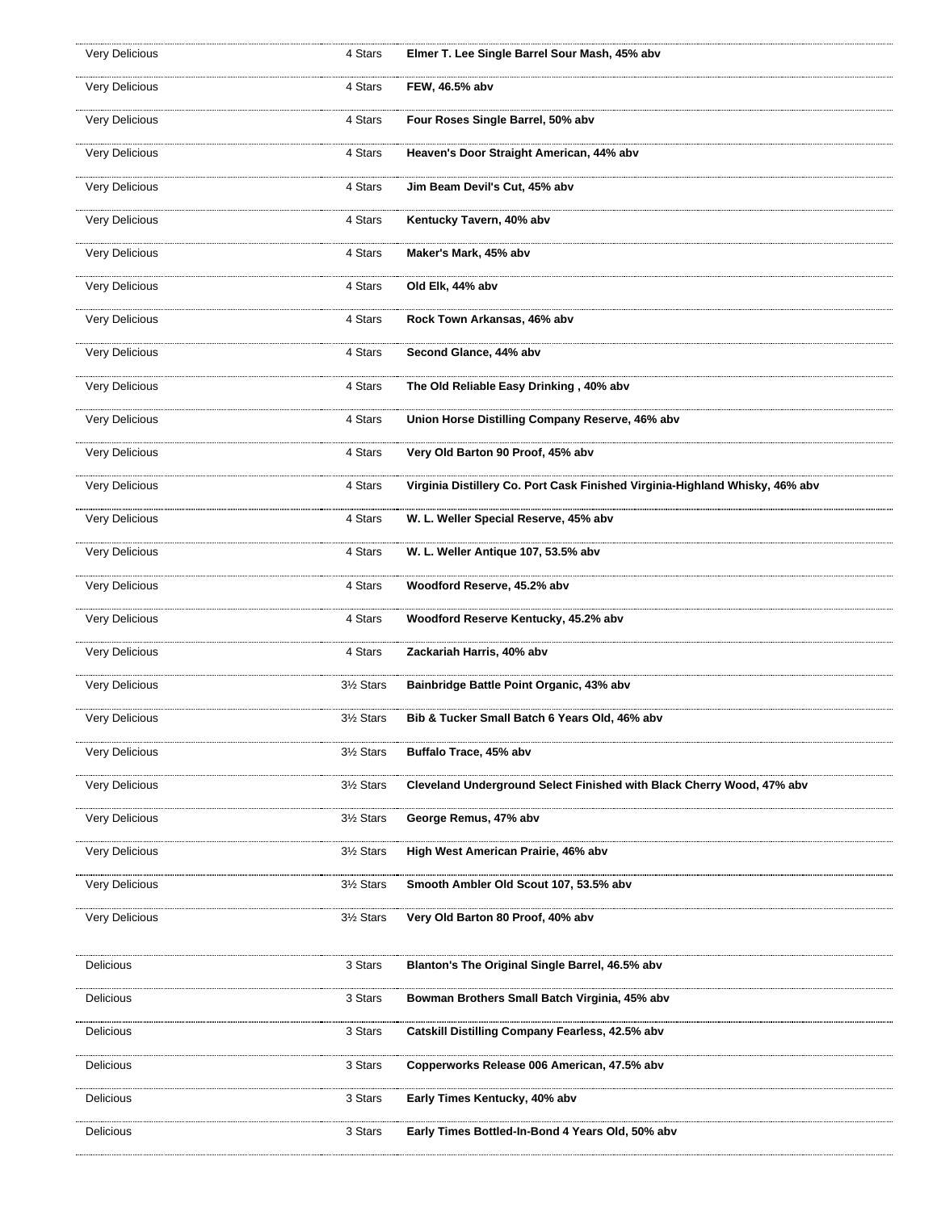| | | |
|---|---|---|
| Very Delicious | 4 Stars | **Elmer T. Lee Single Barrel Sour Mash, 45% abv** |
| Very Delicious | 4 Stars | **FEW, 46.5% abv** |
| Very Delicious | 4 Stars | **Four Roses Single Barrel, 50% abv** |
| Very Delicious | 4 Stars | **Heaven's Door Straight American, 44% abv** |
| Very Delicious | 4 Stars | **Jim Beam Devil's Cut, 45% abv** |
| Very Delicious | 4 Stars | **Kentucky Tavern, 40% abv** |
| Very Delicious | 4 Stars | **Maker's Mark, 45% abv** |
| Very Delicious | 4 Stars | **Old Elk, 44% abv** |
| Very Delicious | 4 Stars | **Rock Town Arkansas, 46% abv** |
| Very Delicious | 4 Stars | **Second Glance, 44% abv** |
| Very Delicious | 4 Stars | **The Old Reliable Easy Drinking , 40% abv** |
| Very Delicious | 4 Stars | **Union Horse Distilling Company Reserve, 46% abv** |
| Very Delicious | 4 Stars | **Very Old Barton 90 Proof, 45% abv** |
| Very Delicious | 4 Stars | **Virginia Distillery Co. Port Cask Finished Virginia-Highland Whisky, 46% abv** |
| Very Delicious | 4 Stars | **W. L. Weller Special Reserve, 45% abv** |
| Very Delicious | 4 Stars | **W. L. Weller Antique 107, 53.5% abv** |
| Very Delicious | 4 Stars | **Woodford Reserve, 45.2% abv** |
| Very Delicious | 4 Stars | **Woodford Reserve Kentucky, 45.2% abv** |
| Very Delicious | 4 Stars | **Zackariah Harris, 40% abv** |
| Very Delicious | 3½ Stars | **Bainbridge Battle Point Organic, 43% abv** |
| Very Delicious | 3½ Stars | **Bib & Tucker Small Batch 6 Years Old, 46% abv** |
| Very Delicious | 3½ Stars | **Buffalo Trace, 45% abv** |
| Very Delicious | 3½ Stars | **Cleveland Underground Select Finished with Black Cherry Wood, 47% abv** |
| Very Delicious | 3½ Stars | **George Remus, 47% abv** |
| Very Delicious | 3½ Stars | **High West American Prairie, 46% abv** |
| Very Delicious | 3½ Stars | **Smooth Ambler Old Scout 107, 53.5% abv** |
| Very Delicious | 3½ Stars | **Very Old Barton 80 Proof, 40% abv** |
| Delicious | 3 Stars | **Blanton's The Original Single Barrel, 46.5% abv** |
| Delicious | 3 Stars | **Bowman Brothers Small Batch Virginia, 45% abv** |
| Delicious | 3 Stars | **Catskill Distilling Company Fearless, 42.5% abv** |
| Delicious | 3 Stars | **Copperworks Release 006 American, 47.5% abv** |
| Delicious | 3 Stars | **Early Times Kentucky, 40% abv** |
| Delicious | 3 Stars | **Early Times Bottled-In-Bond 4 Years Old, 50% abv** |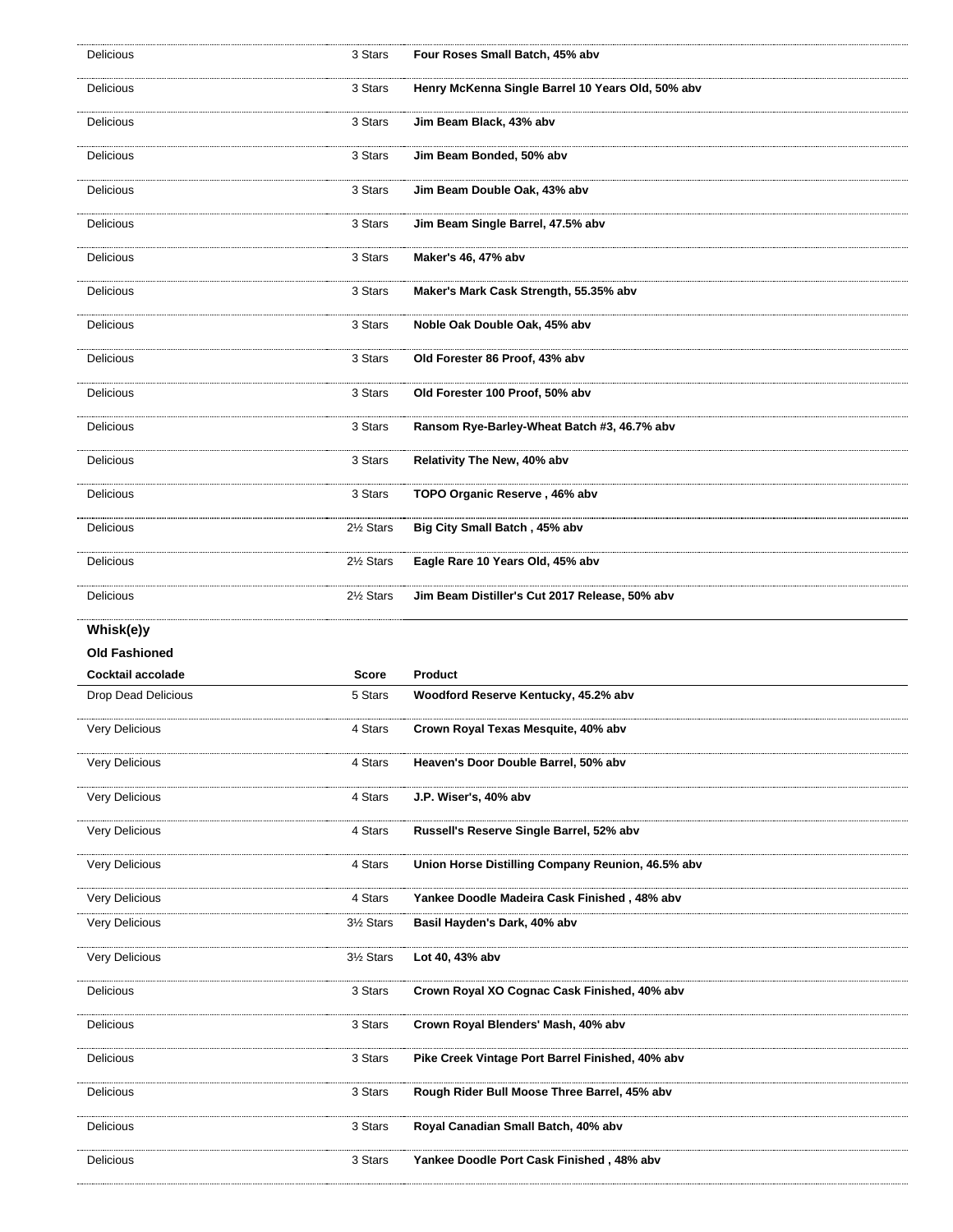| | | |
|---|---|---|
| Delicious | 3 Stars | **Four Roses Small Batch, 45% abv** |
| Delicious | 3 Stars | **Henry McKenna Single Barrel 10 Years Old, 50% abv** |
| Delicious | 3 Stars | **Jim Beam Black, 43% abv** |
| Delicious | 3 Stars | **Jim Beam Bonded, 50% abv** |
| Delicious | 3 Stars | **Jim Beam Double Oak, 43% abv** |
| Delicious | 3 Stars | **Jim Beam Single Barrel, 47.5% abv** |
| Delicious | 3 Stars | **Maker's 46, 47% abv** |
| Delicious | 3 Stars | **Maker's Mark Cask Strength, 55.35% abv** |
| Delicious | 3 Stars | **Noble Oak Double Oak, 45% abv** |
| Delicious | 3 Stars | **Old Forester 86 Proof, 43% abv** |
| Delicious | 3 Stars | **Old Forester 100 Proof, 50% abv** |
| Delicious | 3 Stars | **Ransom Rye-Barley-Wheat Batch #3, 46.7% abv** |
| Delicious | 3 Stars | **Relativity The New, 40% abv** |
| Delicious | 3 Stars | **TOPO Organic Reserve , 46% abv** |
| Delicious | 2½ Stars | **Big City Small Batch , 45% abv** |
| Delicious | 2½ Stars | **Eagle Rare 10 Years Old, 45% abv** |
| Delicious | 2½ Stars | **Jim Beam Distiller's Cut 2017 Release, 50% abv** |

**Whisk(e)y**

**Old Fashioned**

| Cocktail accolade | Score | Product |
|---|---|---|
| Drop Dead Delicious | 5 Stars | **Woodford Reserve Kentucky, 45.2% abv** |
| Very Delicious | 4 Stars | **Crown Royal Texas Mesquite, 40% abv** |
| Very Delicious | 4 Stars | **Heaven's Door Double Barrel, 50% abv** |
| Very Delicious | 4 Stars | **J.P. Wiser's, 40% abv** |
| Very Delicious | 4 Stars | **Russell's Reserve Single Barrel, 52% abv** |
| Very Delicious | 4 Stars | **Union Horse Distilling Company Reunion, 46.5% abv** |
| Very Delicious | 4 Stars | **Yankee Doodle Madeira Cask Finished , 48% abv** |
| Very Delicious | 3½ Stars | **Basil Hayden's Dark, 40% abv** |
| Very Delicious | 3½ Stars | **Lot 40, 43% abv** |
| Delicious | 3 Stars | **Crown Royal XO Cognac Cask Finished, 40% abv** |
| Delicious | 3 Stars | **Crown Royal Blenders' Mash, 40% abv** |
| Delicious | 3 Stars | **Pike Creek Vintage Port Barrel Finished, 40% abv** |
| Delicious | 3 Stars | **Rough Rider Bull Moose Three Barrel, 45% abv** |
| Delicious | 3 Stars | **Royal Canadian Small Batch, 40% abv** |
| Delicious | 3 Stars | **Yankee Doodle Port Cask Finished , 48% abv** |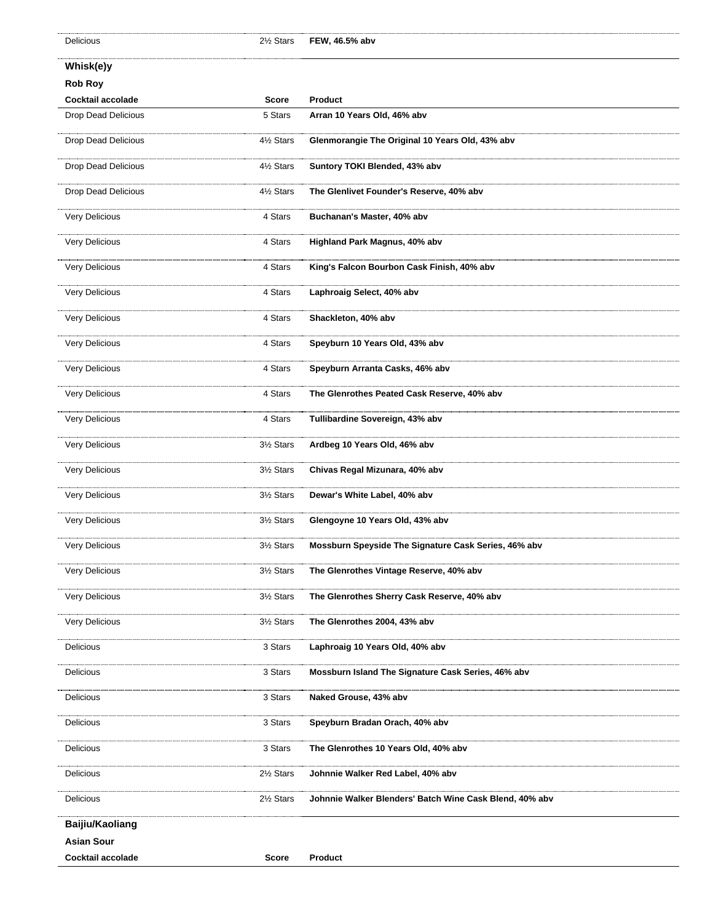| Delicious | 2½ Stars | **FEW, 46.5% abv** |
|---|---|---|

## Whisk(e)y

### Rob Roy

| Cocktail accolade | Score | Product |
|---|---|---|
| Drop Dead Delicious | 5 Stars | **Arran 10 Years Old, 46% abv** |
| Drop Dead Delicious | 4½ Stars | **Glenmorangie The Original 10 Years Old, 43% abv** |
| Drop Dead Delicious | 4½ Stars | **Suntory TOKI Blended, 43% abv** |
| Drop Dead Delicious | 4½ Stars | **The Glenlivet Founder's Reserve, 40% abv** |
| Very Delicious | 4 Stars | **Buchanan's Master, 40% abv** |
| Very Delicious | 4 Stars | **Highland Park Magnus, 40% abv** |
| Very Delicious | 4 Stars | **King's Falcon Bourbon Cask Finish, 40% abv** |
| Very Delicious | 4 Stars | **Laphroaig Select, 40% abv** |
| Very Delicious | 4 Stars | **Shackleton, 40% abv** |
| Very Delicious | 4 Stars | **Speyburn 10 Years Old, 43% abv** |
| Very Delicious | 4 Stars | **Speyburn Arranta Casks, 46% abv** |
| Very Delicious | 4 Stars | **The Glenrothes Peated Cask Reserve, 40% abv** |
| Very Delicious | 4 Stars | **Tullibardine Sovereign, 43% abv** |
| Very Delicious | 3½ Stars | **Ardbeg 10 Years Old, 46% abv** |
| Very Delicious | 3½ Stars | **Chivas Regal Mizunara, 40% abv** |
| Very Delicious | 3½ Stars | **Dewar's White Label, 40% abv** |
| Very Delicious | 3½ Stars | **Glengoyne 10 Years Old, 43% abv** |
| Very Delicious | 3½ Stars | **Mossburn Speyside The Signature Cask Series, 46% abv** |
| Very Delicious | 3½ Stars | **The Glenrothes Vintage Reserve, 40% abv** |
| Very Delicious | 3½ Stars | **The Glenrothes Sherry Cask Reserve, 40% abv** |
| Very Delicious | 3½ Stars | **The Glenrothes 2004, 43% abv** |
| Delicious | 3 Stars | **Laphroaig 10 Years Old, 40% abv** |
| Delicious | 3 Stars | **Mossburn Island The Signature Cask Series, 46% abv** |
| Delicious | 3 Stars | **Naked Grouse, 43% abv** |
| Delicious | 3 Stars | **Speyburn Bradan Orach, 40% abv** |
| Delicious | 3 Stars | **The Glenrothes 10 Years Old, 40% abv** |
| Delicious | 2½ Stars | **Johnnie Walker Red Label, 40% abv** |
| Delicious | 2½ Stars | **Johnnie Walker Blenders' Batch Wine Cask Blend, 40% abv** |

## Baijiu/Kaoliang

### Asian Sour

| Cocktail accolade | Score | Product |
|---|---|---|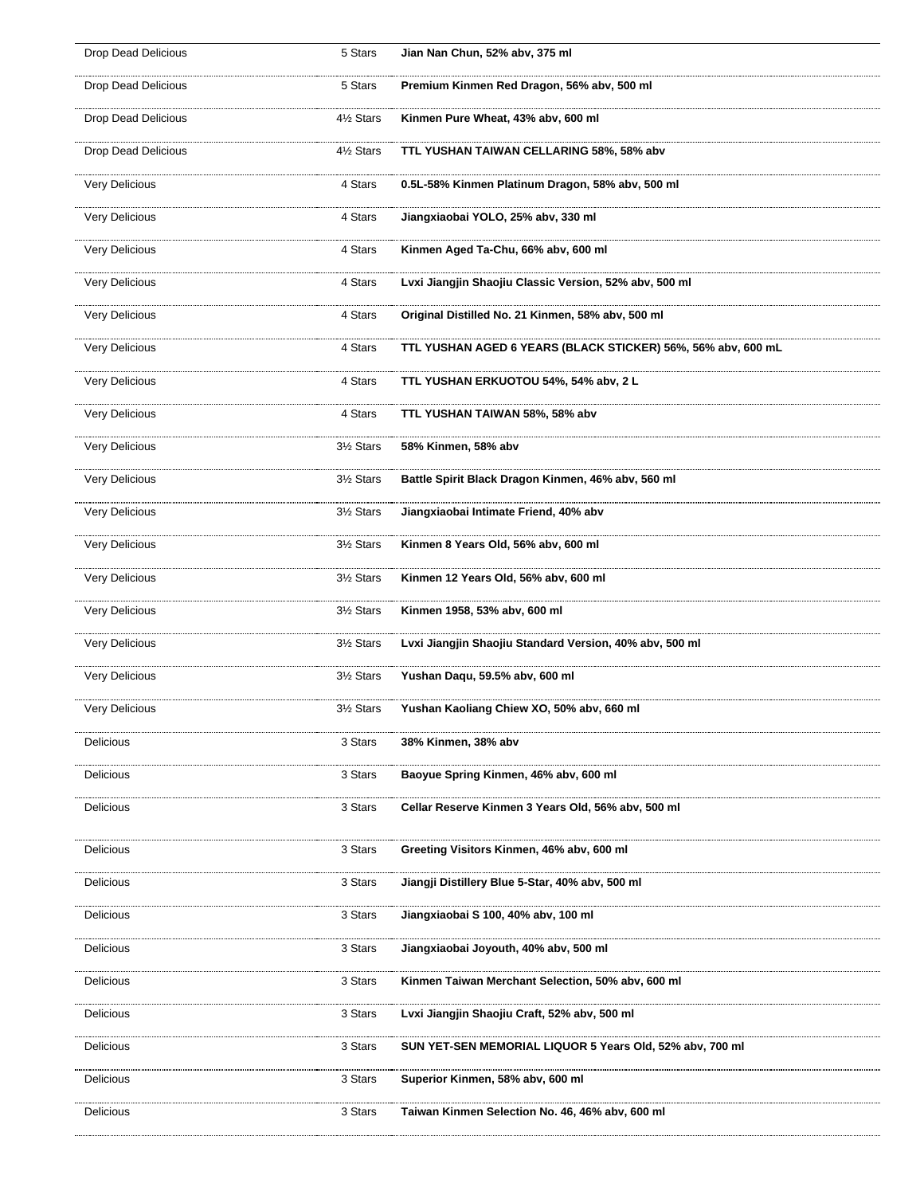| | | |
|---|---|---|
| Drop Dead Delicious | 5 Stars | **Jian Nan Chun, 52% abv, 375 ml** |
| Drop Dead Delicious | 5 Stars | **Premium Kinmen Red Dragon, 56% abv, 500 ml** |
| Drop Dead Delicious | 4½ Stars | **Kinmen Pure Wheat, 43% abv, 600 ml** |
| Drop Dead Delicious | 4½ Stars | **TTL YUSHAN TAIWAN CELLARING 58%, 58% abv** |
| Very Delicious | 4 Stars | **0.5L-58% Kinmen Platinum Dragon, 58% abv, 500 ml** |
| Very Delicious | 4 Stars | **Jiangxiaobai YOLO, 25% abv, 330 ml** |
| Very Delicious | 4 Stars | **Kinmen Aged Ta-Chu, 66% abv, 600 ml** |
| Very Delicious | 4 Stars | **Lvxi Jiangjin Shaojiu Classic Version, 52% abv, 500 ml** |
| Very Delicious | 4 Stars | **Original Distilled No. 21 Kinmen, 58% abv, 500 ml** |
| Very Delicious | 4 Stars | **TTL YUSHAN AGED 6 YEARS (BLACK STICKER) 56%, 56% abv, 600 mL** |
| Very Delicious | 4 Stars | **TTL YUSHAN ERKUOTOU 54%, 54% abv, 2 L** |
| Very Delicious | 4 Stars | **TTL YUSHAN TAIWAN 58%, 58% abv** |
| Very Delicious | 3½ Stars | **58% Kinmen, 58% abv** |
| Very Delicious | 3½ Stars | **Battle Spirit Black Dragon Kinmen, 46% abv, 560 ml** |
| Very Delicious | 3½ Stars | **Jiangxiaobai Intimate Friend, 40% abv** |
| Very Delicious | 3½ Stars | **Kinmen 8 Years Old, 56% abv, 600 ml** |
| Very Delicious | 3½ Stars | **Kinmen 12 Years Old, 56% abv, 600 ml** |
| Very Delicious | 3½ Stars | **Kinmen 1958, 53% abv, 600 ml** |
| Very Delicious | 3½ Stars | **Lvxi Jiangjin Shaojiu Standard Version, 40% abv, 500 ml** |
| Very Delicious | 3½ Stars | **Yushan Daqu, 59.5% abv, 600 ml** |
| Very Delicious | 3½ Stars | **Yushan Kaoliang Chiew XO, 50% abv, 660 ml** |
| Delicious | 3 Stars | **38% Kinmen, 38% abv** |
| Delicious | 3 Stars | **Baoyue Spring Kinmen, 46% abv, 600 ml** |
| Delicious | 3 Stars | **Cellar Reserve Kinmen 3 Years Old, 56% abv, 500 ml** |
| Delicious | 3 Stars | **Greeting Visitors Kinmen, 46% abv, 600 ml** |
| Delicious | 3 Stars | **Jiangji Distillery Blue 5-Star, 40% abv, 500 ml** |
| Delicious | 3 Stars | **Jiangxiaobai S 100, 40% abv, 100 ml** |
| Delicious | 3 Stars | **Jiangxiaobai Joyouth, 40% abv, 500 ml** |
| Delicious | 3 Stars | **Kinmen Taiwan Merchant Selection, 50% abv, 600 ml** |
| Delicious | 3 Stars | **Lvxi Jiangjin Shaojiu Craft, 52% abv, 500 ml** |
| Delicious | 3 Stars | **SUN YET-SEN MEMORIAL LIQUOR 5 Years Old, 52% abv, 700 ml** |
| Delicious | 3 Stars | **Superior Kinmen, 58% abv, 600 ml** |
| Delicious | 3 Stars | **Taiwan Kinmen Selection No. 46, 46% abv, 600 ml** |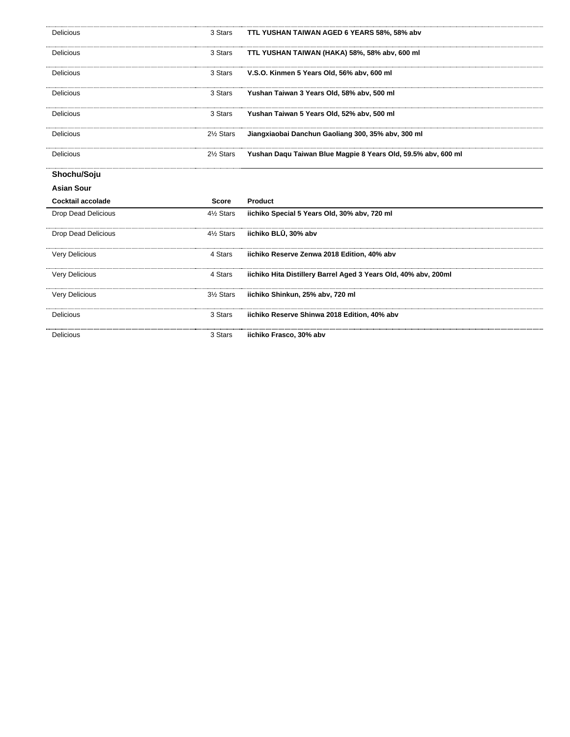| | | |
|---|---|---|
| Delicious | 3 Stars | **TTL YUSHAN TAIWAN AGED 6 YEARS 58%, 58% abv** |
| Delicious | 3 Stars | **TTL YUSHAN TAIWAN (HAKA) 58%, 58% abv, 600 ml** |
| Delicious | 3 Stars | **V.S.O. Kinmen 5 Years Old, 56% abv, 600 ml** |
| Delicious | 3 Stars | **Yushan Taiwan 3 Years Old, 58% abv, 500 ml** |
| Delicious | 3 Stars | **Yushan Taiwan 5 Years Old, 52% abv, 500 ml** |
| Delicious | 2½ Stars | **Jiangxiaobai Danchun Gaoliang 300, 35% abv, 300 ml** |
| Delicious | 2½ Stars | **Yushan Daqu Taiwan Blue Magpie 8 Years Old, 59.5% abv, 600 ml** |

## Shochu/Soju

### Asian Sour

| Cocktail accolade | Score | Product |
|---|---|---|
| Drop Dead Delicious | 4½ Stars | **iichiko Special 5 Years Old, 30% abv, 720 ml** |
| Drop Dead Delicious | 4½ Stars | **iichiko BLŪ, 30% abv** |
| Very Delicious | 4 Stars | **iichiko Reserve Zenwa 2018 Edition, 40% abv** |
| Very Delicious | 4 Stars | **iichiko Hita Distillery Barrel Aged 3 Years Old, 40% abv, 200ml** |
| Very Delicious | 3½ Stars | **iichiko Shinkun, 25% abv, 720 ml** |
| Delicious | 3 Stars | **iichiko Reserve Shinwa 2018 Edition, 40% abv** |
| Delicious | 3 Stars | **iichiko Frasco, 30% abv** |